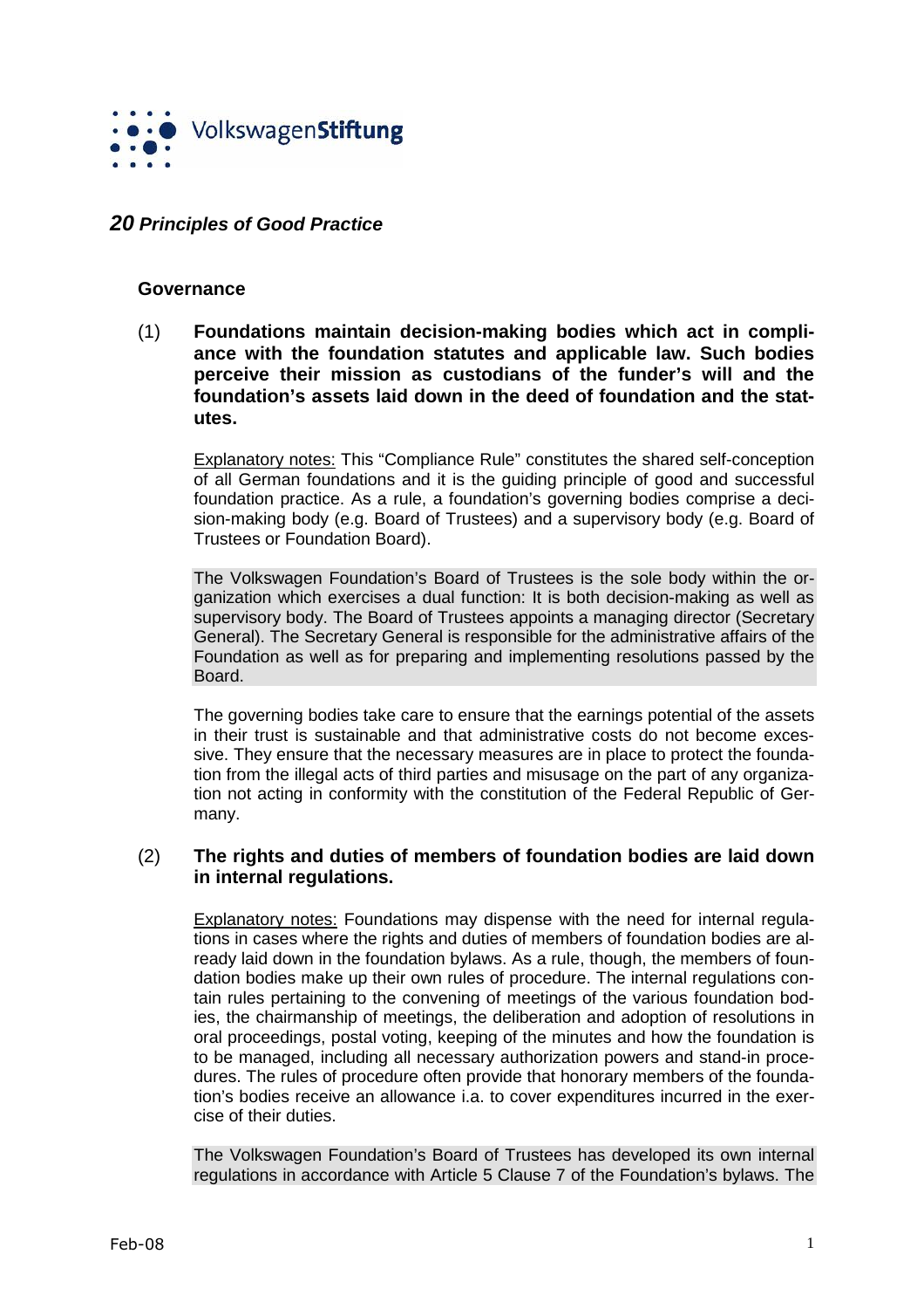VolkswagenStiftung

# *20 Principles of Good Practice*

## Governance

(1) **Foundations maintain decision-making bodies which act in compliance with the foundation statutes and applicable law. Such bodies perceive their mission as custodians of the funder's will and the foundation's assets laid down in the deed of foundation and the statutes.**

Explanatory notes: This "Compliance Rule" constitutes the shared self-conception of all German foundations and it is the guiding principle of good and successful foundation practice. As a rule, a foundation's governing bodies comprise a decision-making body (e.g. Board of Trustees) and a supervisory body (e.g. Board of Trustees or Foundation Board).

The Volkswagen Foundation's Board of Trustees is the sole body within the organization which exercises a dual function: It is both decision-making as well as supervisory body. The Board of Trustees appoints a managing director (Secretary General). The Secretary General is responsible for the administrative affairs of the Foundation as well as for preparing and implementing resolutions passed by the Board.

The governing bodies take care to ensure that the earnings potential of the assets in their trust is sustainable and that administrative costs do not become excessive. They ensure that the necessary measures are in place to protect the foundation from the illegal acts of third parties and misusage on the part of any organization not acting in conformity with the constitution of the Federal Republic of Germany.

(2) **The rights and duties of members of foundation bodies are laid down in internal regulations.**

Explanatory notes: Foundations may dispense with the need for internal regulations in cases where the rights and duties of members of foundation bodies are already laid down in the foundation bylaws. As a rule, though, the members of foundation bodies make up their own rules of procedure. The internal regulations contain rules pertaining to the convening of meetings of the various foundation bodies, the chairmanship of meetings, the deliberation and adoption of resolutions in oral proceedings, postal voting, keeping of the minutes and how the foundation is to be managed, including all necessary authorization powers and stand-in procedures. The rules of procedure often provide that honorary members of the foundation's bodies receive an allowance i.a. to cover expenditures incurred in the exercise of their duties.

The Volkswagen Foundation's Board of Trustees has developed its own internal regulations in accordance with Article 5 Clause 7 of the Foundation's bylaws. The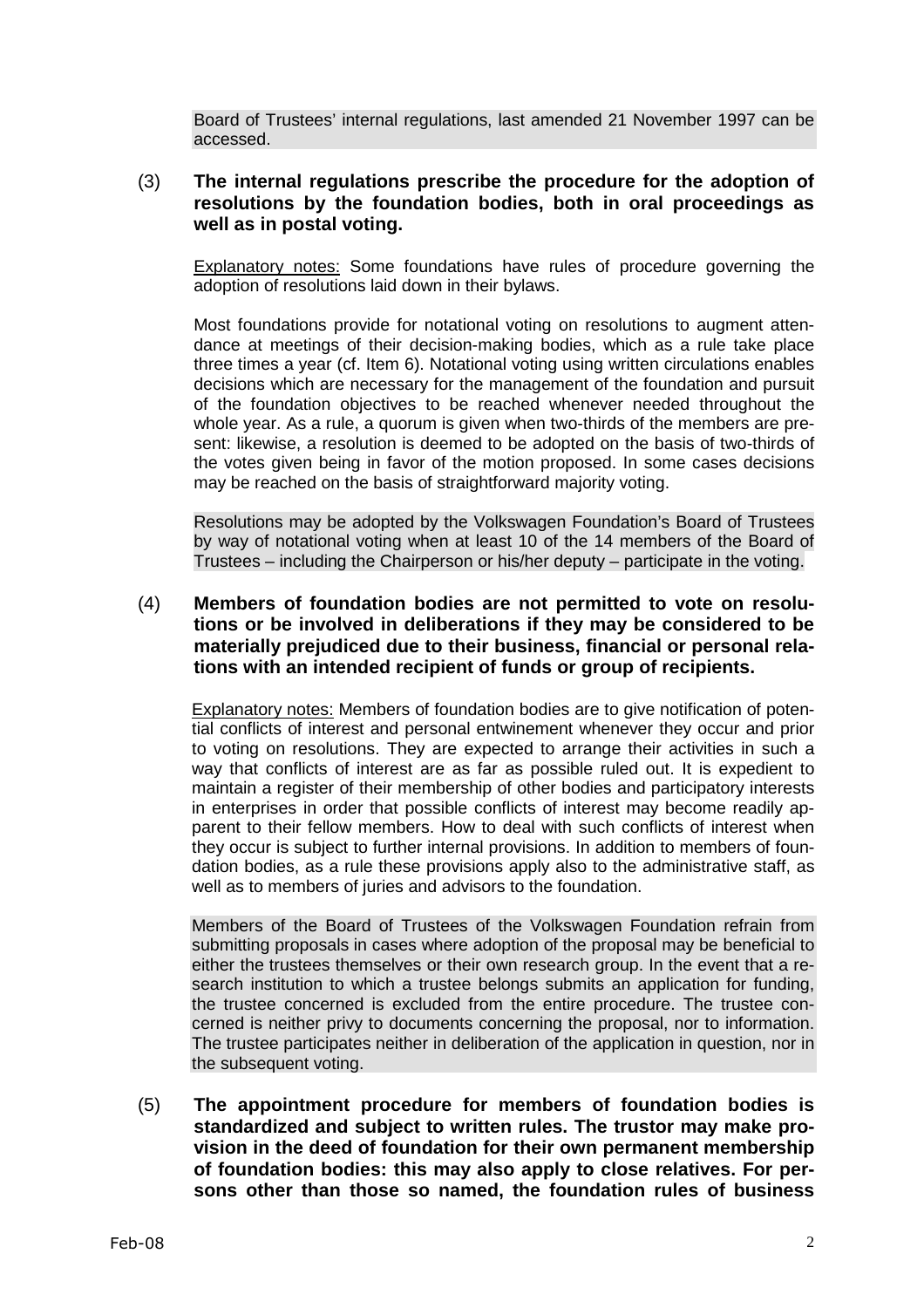Board of Trustees' internal regulations, last amended 21 November 1997 can be accessed.

(3) **The internal regulations prescribe the procedure for the adoption of resolutions by the foundation bodies, both in oral proceedings as well as in postal voting.**

Explanatory notes: Some foundations have rules of procedure governing the adoption of resolutions laid down in their bylaws.

Most foundations provide for notational voting on resolutions to augment attendance at meetings of their decision-making bodies, which as a rule take place three times a year (cf. Item 6). Notational voting using written circulations enables decisions which are necessary for the management of the foundation and pursuit of the foundation objectives to be reached whenever needed throughout the whole year. As a rule, a quorum is given when two-thirds of the members are present: likewise, a resolution is deemed to be adopted on the basis of two-thirds of the votes given being in favor of the motion proposed. In some cases decisions may be reached on the basis of straightforward majority voting.

Resolutions may be adopted by the Volkswagen Foundation's Board of Trustees by way of notational voting when at least 10 of the 14 members of the Board of Trustees – including the Chairperson or his/her deputy – participate in the voting.

(4) **Members of foundation bodies are not permitted to vote on resolutions or be involved in deliberations if they may be considered to be materially prejudiced due to their business, financial or personal relations with an intended recipient of funds or group of recipients.**

Explanatory notes: Members of foundation bodies are to give notification of potential conflicts of interest and personal entwinement whenever they occur and prior to voting on resolutions. They are expected to arrange their activities in such a way that conflicts of interest are as far as possible ruled out. It is expedient to maintain a register of their membership of other bodies and participatory interests in enterprises in order that possible conflicts of interest may become readily apparent to their fellow members. How to deal with such conflicts of interest when they occur is subject to further internal provisions. In addition to members of foundation bodies, as a rule these provisions apply also to the administrative staff, as well as to members of juries and advisors to the foundation.

Members of the Board of Trustees of the Volkswagen Foundation refrain from submitting proposals in cases where adoption of the proposal may be beneficial to either the trustees themselves or their own research group. In the event that a research institution to which a trustee belongs submits an application for funding, the trustee concerned is excluded from the entire procedure. The trustee concerned is neither privy to documents concerning the proposal, nor to information. The trustee participates neither in deliberation of the application in question, nor in the subsequent voting.

(5) **The appointment procedure for members of foundation bodies is standardized and subject to written rules. The trustor may make provision in the deed of foundation for their own permanent membership of foundation bodies: this may also apply to close relatives. For persons other than those so named, the foundation rules of business**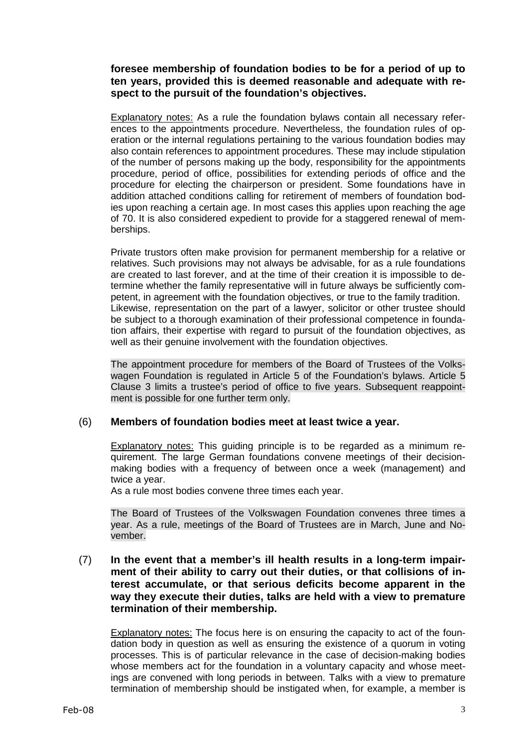**foresee membership of foundation bodies to be for a period of up to ten years, provided this is deemed reasonable and adequate with respect to the pursuit of the foundation's objectives.**

Explanatory notes: As a rule the foundation bylaws contain all necessary references to the appointments procedure. Nevertheless, the foundation rules of operation or the internal regulations pertaining to the various foundation bodies may also contain references to appointment procedures. These may include stipulation of the number of persons making up the body, responsibility for the appointments procedure, period of office, possibilities for extending periods of office and the procedure for electing the chairperson or president. Some foundations have in addition attached conditions calling for retirement of members of foundation bodies upon reaching a certain age. In most cases this applies upon reaching the age of 70. It is also considered expedient to provide for a staggered renewal of memberships.

Private trustors often make provision for permanent membership for a relative or relatives. Such provisions may not always be advisable, for as a rule foundations are created to last forever, and at the time of their creation it is impossible to determine whether the family representative will in future always be sufficiently competent, in agreement with the foundation objectives, or true to the family tradition. Likewise, representation on the part of a lawyer, solicitor or other trustee should be subject to a thorough examination of their professional competence in foundation affairs, their expertise with regard to pursuit of the foundation objectives, as well as their genuine involvement with the foundation objectives.

The appointment procedure for members of the Board of Trustees of the Volkswagen Foundation is regulated in Article 5 of the Foundation's bylaws. Article 5 Clause 3 limits a trustee's period of office to five years. Subsequent reappointment is possible for one further term only.

(6) **Members of foundation bodies meet at least twice a year.**

Explanatory notes: This guiding principle is to be regarded as a minimum requirement. The large German foundations convene meetings of their decision-making bodies with a frequency of between once a week (management) and twice a year.
As a rule most bodies convene three times each year.

The Board of Trustees of the Volkswagen Foundation convenes three times a year. As a rule, meetings of the Board of Trustees are in March, June and November.

(7) **In the event that a member's ill health results in a long-term impairment of their ability to carry out their duties, or that collisions of interest accumulate, or that serious deficits become apparent in the way they execute their duties, talks are held with a view to premature termination of their membership.**

Explanatory notes: The focus here is on ensuring the capacity to act of the foundation body in question as well as ensuring the existence of a quorum in voting processes. This is of particular relevance in the case of decision-making bodies whose members act for the foundation in a voluntary capacity and whose meetings are convened with long periods in between. Talks with a view to premature termination of membership should be instigated when, for example, a member is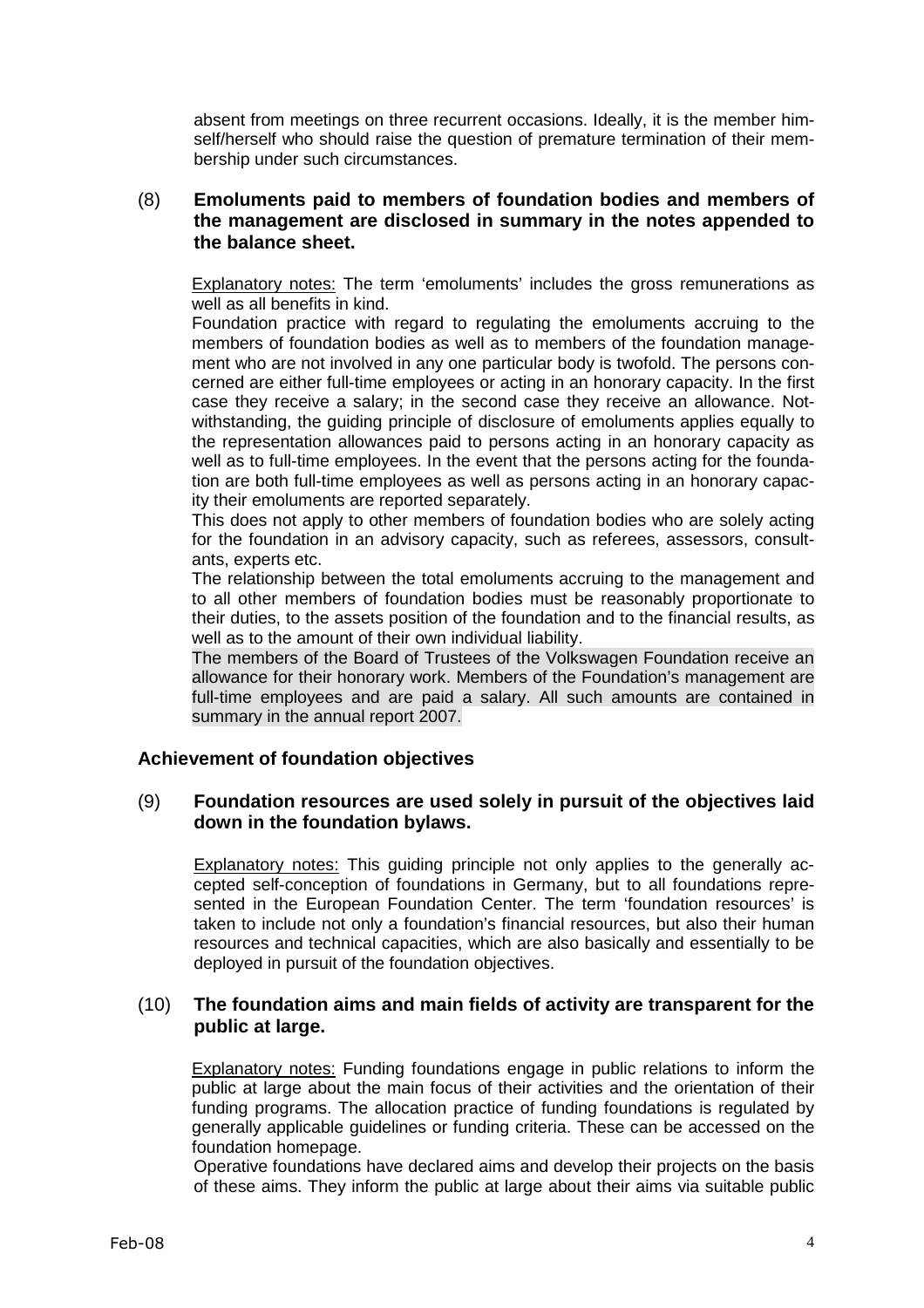absent from meetings on three recurrent occasions. Ideally, it is the member himself/herself who should raise the question of premature termination of their membership under such circumstances.

(8) **Emoluments paid to members of foundation bodies and members of the management are disclosed in summary in the notes appended to the balance sheet.**

Explanatory notes: The term 'emoluments' includes the gross remunerations as well as all benefits in kind.

Foundation practice with regard to regulating the emoluments accruing to the members of foundation bodies as well as to members of the foundation management who are not involved in any one particular body is twofold. The persons concerned are either full-time employees or acting in an honorary capacity. In the first case they receive a salary; in the second case they receive an allowance. Notwithstanding, the guiding principle of disclosure of emoluments applies equally to the representation allowances paid to persons acting in an honorary capacity as well as to full-time employees. In the event that the persons acting for the foundation are both full-time employees as well as persons acting in an honorary capacity their emoluments are reported separately.

This does not apply to other members of foundation bodies who are solely acting for the foundation in an advisory capacity, such as referees, assessors, consultants, experts etc.

The relationship between the total emoluments accruing to the management and to all other members of foundation bodies must be reasonably proportionate to their duties, to the assets position of the foundation and to the financial results, as well as to the amount of their own individual liability.

The members of the Board of Trustees of the Volkswagen Foundation receive an allowance for their honorary work. Members of the Foundation's management are full-time employees and are paid a salary. All such amounts are contained in summary in the annual report 2007.

### Achievement of foundation objectives

(9) **Foundation resources are used solely in pursuit of the objectives laid down in the foundation bylaws.**

Explanatory notes: This guiding principle not only applies to the generally accepted self-conception of foundations in Germany, but to all foundations represented in the European Foundation Center. The term 'foundation resources' is taken to include not only a foundation's financial resources, but also their human resources and technical capacities, which are also basically and essentially to be deployed in pursuit of the foundation objectives.

(10) **The foundation aims and main fields of activity are transparent for the public at large.**

Explanatory notes: Funding foundations engage in public relations to inform the public at large about the main focus of their activities and the orientation of their funding programs. The allocation practice of funding foundations is regulated by generally applicable guidelines or funding criteria. These can be accessed on the foundation homepage.

Operative foundations have declared aims and develop their projects on the basis of these aims. They inform the public at large about their aims via suitable public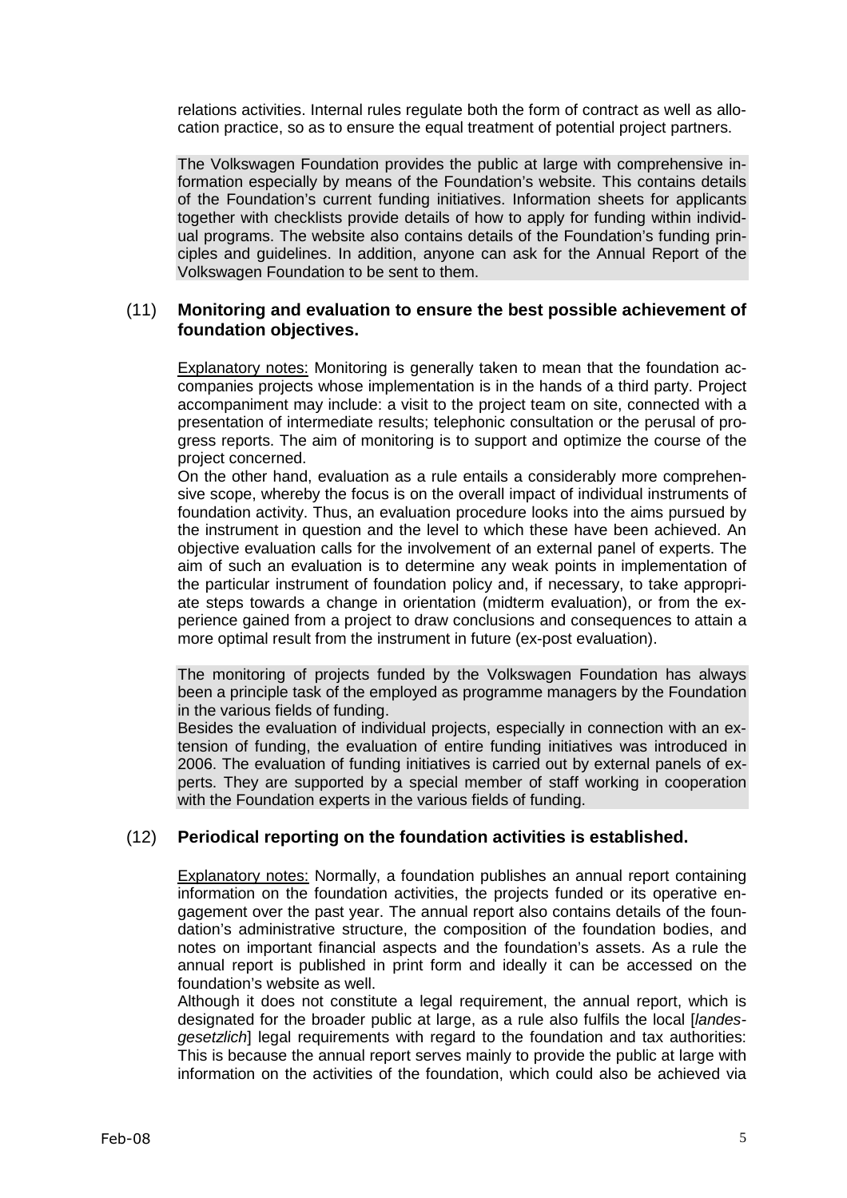relations activities. Internal rules regulate both the form of contract as well as allocation practice, so as to ensure the equal treatment of potential project partners.

The Volkswagen Foundation provides the public at large with comprehensive information especially by means of the Foundation's website. This contains details of the Foundation's current funding initiatives. Information sheets for applicants together with checklists provide details of how to apply for funding within individual programs. The website also contains details of the Foundation's funding principles and guidelines. In addition, anyone can ask for the Annual Report of the Volkswagen Foundation to be sent to them.

(11) **Monitoring and evaluation to ensure the best possible achievement of foundation objectives.**

Explanatory notes: Monitoring is generally taken to mean that the foundation accompanies projects whose implementation is in the hands of a third party. Project accompaniment may include: a visit to the project team on site, connected with a presentation of intermediate results; telephonic consultation or the perusal of progress reports. The aim of monitoring is to support and optimize the course of the project concerned.
On the other hand, evaluation as a rule entails a considerably more comprehensive scope, whereby the focus is on the overall impact of individual instruments of foundation activity. Thus, an evaluation procedure looks into the aims pursued by the instrument in question and the level to which these have been achieved. An objective evaluation calls for the involvement of an external panel of experts. The aim of such an evaluation is to determine any weak points in implementation of the particular instrument of foundation policy and, if necessary, to take appropriate steps towards a change in orientation (midterm evaluation), or from the experience gained from a project to draw conclusions and consequences to attain a more optimal result from the instrument in future (ex-post evaluation).

The monitoring of projects funded by the Volkswagen Foundation has always been a principle task of the employed as programme managers by the Foundation in the various fields of funding.
Besides the evaluation of individual projects, especially in connection with an extension of funding, the evaluation of entire funding initiatives was introduced in 2006. The evaluation of funding initiatives is carried out by external panels of experts. They are supported by a special member of staff working in cooperation with the Foundation experts in the various fields of funding.

(12) **Periodical reporting on the foundation activities is established.**

Explanatory notes: Normally, a foundation publishes an annual report containing information on the foundation activities, the projects funded or its operative engagement over the past year. The annual report also contains details of the foundation's administrative structure, the composition of the foundation bodies, and notes on important financial aspects and the foundation's assets. As a rule the annual report is published in print form and ideally it can be accessed on the foundation's website as well.
Although it does not constitute a legal requirement, the annual report, which is designated for the broader public at large, as a rule also fulfils the local [*landesgesetzlich*] legal requirements with regard to the foundation and tax authorities: This is because the annual report serves mainly to provide the public at large with information on the activities of the foundation, which could also be achieved via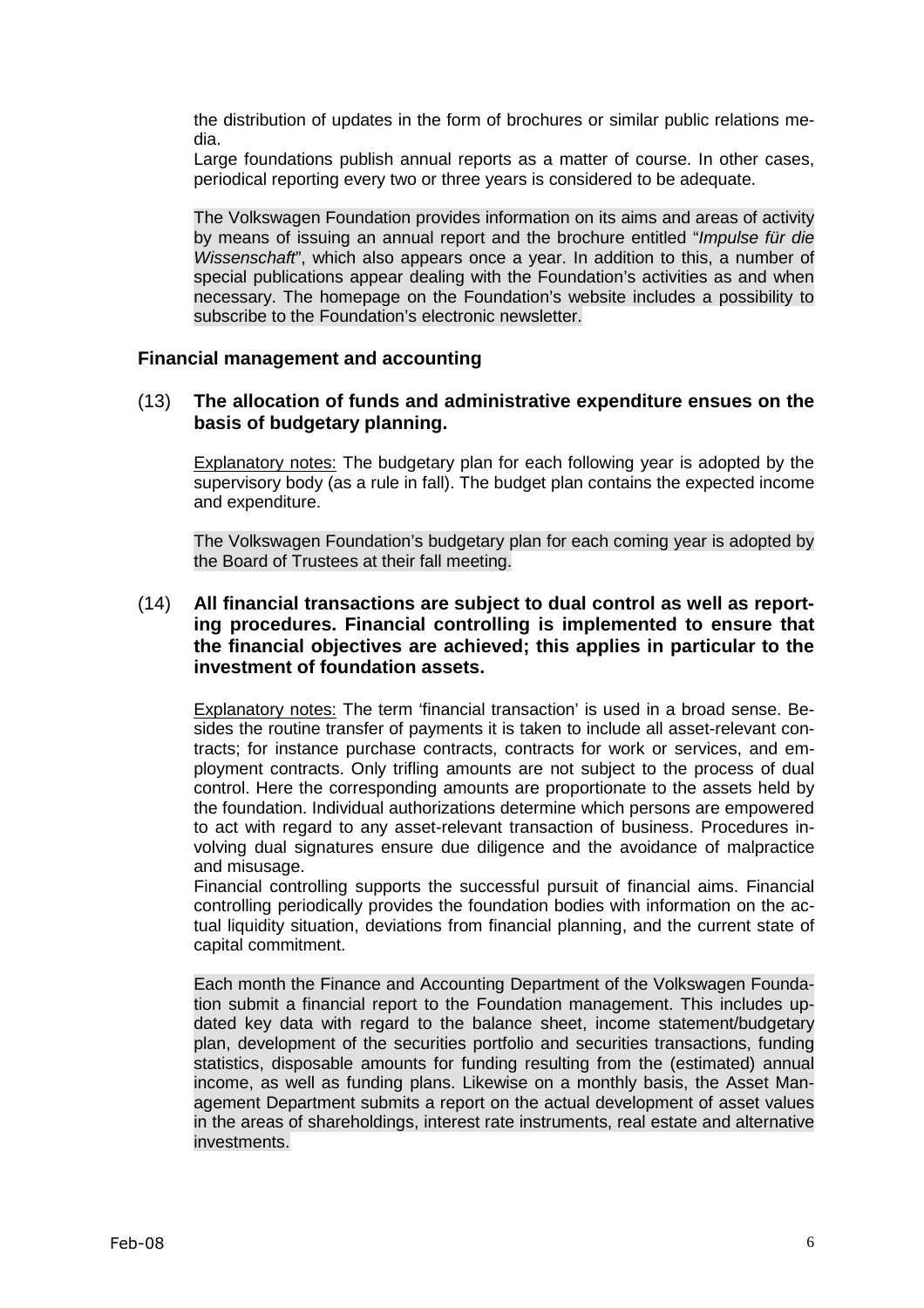the distribution of updates in the form of brochures or similar public relations media.

Large foundations publish annual reports as a matter of course. In other cases, periodical reporting every two or three years is considered to be adequate.

The Volkswagen Foundation provides information on its aims and areas of activity by means of issuing an annual report and the brochure entitled "*Impulse für die Wissenschaft*", which also appears once a year. In addition to this, a number of special publications appear dealing with the Foundation's activities as and when necessary. The homepage on the Foundation's website includes a possibility to subscribe to the Foundation's electronic newsletter.

### Financial management and accounting

(13) **The allocation of funds and administrative expenditure ensues on the basis of budgetary planning.**

Explanatory notes: The budgetary plan for each following year is adopted by the supervisory body (as a rule in fall). The budget plan contains the expected income and expenditure.

The Volkswagen Foundation's budgetary plan for each coming year is adopted by the Board of Trustees at their fall meeting.

(14) **All financial transactions are subject to dual control as well as reporting procedures. Financial controlling is implemented to ensure that the financial objectives are achieved; this applies in particular to the investment of foundation assets.**

Explanatory notes: The term 'financial transaction' is used in a broad sense. Besides the routine transfer of payments it is taken to include all asset-relevant contracts; for instance purchase contracts, contracts for work or services, and employment contracts. Only trifling amounts are not subject to the process of dual control. Here the corresponding amounts are proportionate to the assets held by the foundation. Individual authorizations determine which persons are empowered to act with regard to any asset-relevant transaction of business. Procedures involving dual signatures ensure due diligence and the avoidance of malpractice and misusage.

Financial controlling supports the successful pursuit of financial aims. Financial controlling periodically provides the foundation bodies with information on the actual liquidity situation, deviations from financial planning, and the current state of capital commitment.

Each month the Finance and Accounting Department of the Volkswagen Foundation submit a financial report to the Foundation management. This includes updated key data with regard to the balance sheet, income statement/budgetary plan, development of the securities portfolio and securities transactions, funding statistics, disposable amounts for funding resulting from the (estimated) annual income, as well as funding plans. Likewise on a monthly basis, the Asset Management Department submits a report on the actual development of asset values in the areas of shareholdings, interest rate instruments, real estate and alternative investments.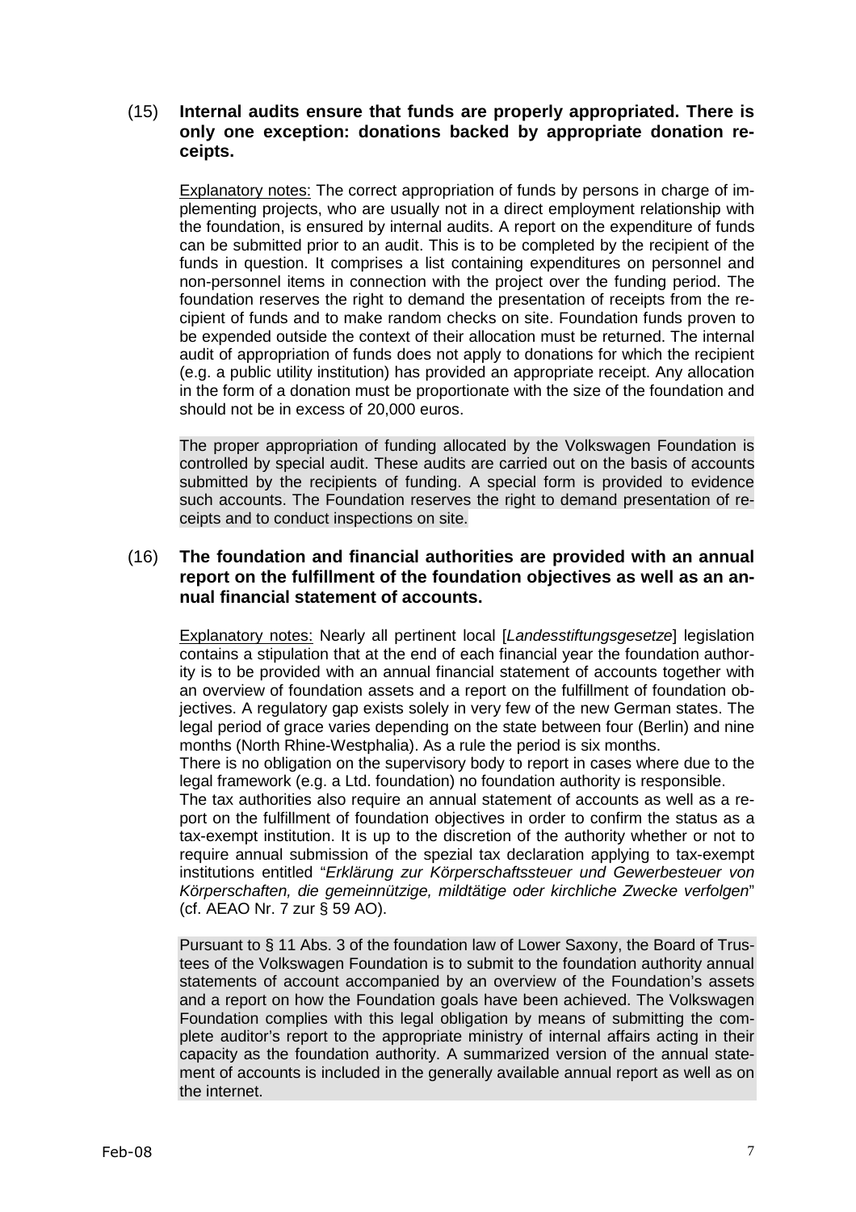(15) **Internal audits ensure that funds are properly appropriated. There is only one exception: donations backed by appropriate donation receipts.**

Explanatory notes: The correct appropriation of funds by persons in charge of implementing projects, who are usually not in a direct employment relationship with the foundation, is ensured by internal audits. A report on the expenditure of funds can be submitted prior to an audit. This is to be completed by the recipient of the funds in question. It comprises a list containing expenditures on personnel and non-personnel items in connection with the project over the funding period. The foundation reserves the right to demand the presentation of receipts from the recipient of funds and to make random checks on site. Foundation funds proven to be expended outside the context of their allocation must be returned. The internal audit of appropriation of funds does not apply to donations for which the recipient (e.g. a public utility institution) has provided an appropriate receipt. Any allocation in the form of a donation must be proportionate with the size of the foundation and should not be in excess of 20,000 euros.

The proper appropriation of funding allocated by the Volkswagen Foundation is controlled by special audit. These audits are carried out on the basis of accounts submitted by the recipients of funding. A special form is provided to evidence such accounts. The Foundation reserves the right to demand presentation of receipts and to conduct inspections on site.

(16) **The foundation and financial authorities are provided with an annual report on the fulfillment of the foundation objectives as well as an annual financial statement of accounts.**

Explanatory notes: Nearly all pertinent local [*Landesstiftungsgesetze*] legislation contains a stipulation that at the end of each financial year the foundation authority is to be provided with an annual financial statement of accounts together with an overview of foundation assets and a report on the fulfillment of foundation objectives. A regulatory gap exists solely in very few of the new German states. The legal period of grace varies depending on the state between four (Berlin) and nine months (North Rhine-Westphalia). As a rule the period is six months.

There is no obligation on the supervisory body to report in cases where due to the legal framework (e.g. a Ltd. foundation) no foundation authority is responsible.

The tax authorities also require an annual statement of accounts as well as a report on the fulfillment of foundation objectives in order to confirm the status as a tax-exempt institution. It is up to the discretion of the authority whether or not to require annual submission of the spezial tax declaration applying to tax-exempt institutions entitled "*Erklärung zur Körperschaftssteuer und Gewerbesteuer von Körperschaften, die gemeinnützige, mildtätige oder kirchliche Zwecke verfolgen*" (cf. AEAO Nr. 7 zur § 59 AO).

Pursuant to § 11 Abs. 3 of the foundation law of Lower Saxony, the Board of Trustees of the Volkswagen Foundation is to submit to the foundation authority annual statements of account accompanied by an overview of the Foundation's assets and a report on how the Foundation goals have been achieved. The Volkswagen Foundation complies with this legal obligation by means of submitting the complete auditor's report to the appropriate ministry of internal affairs acting in their capacity as the foundation authority. A summarized version of the annual statement of accounts is included in the generally available annual report as well as on the internet.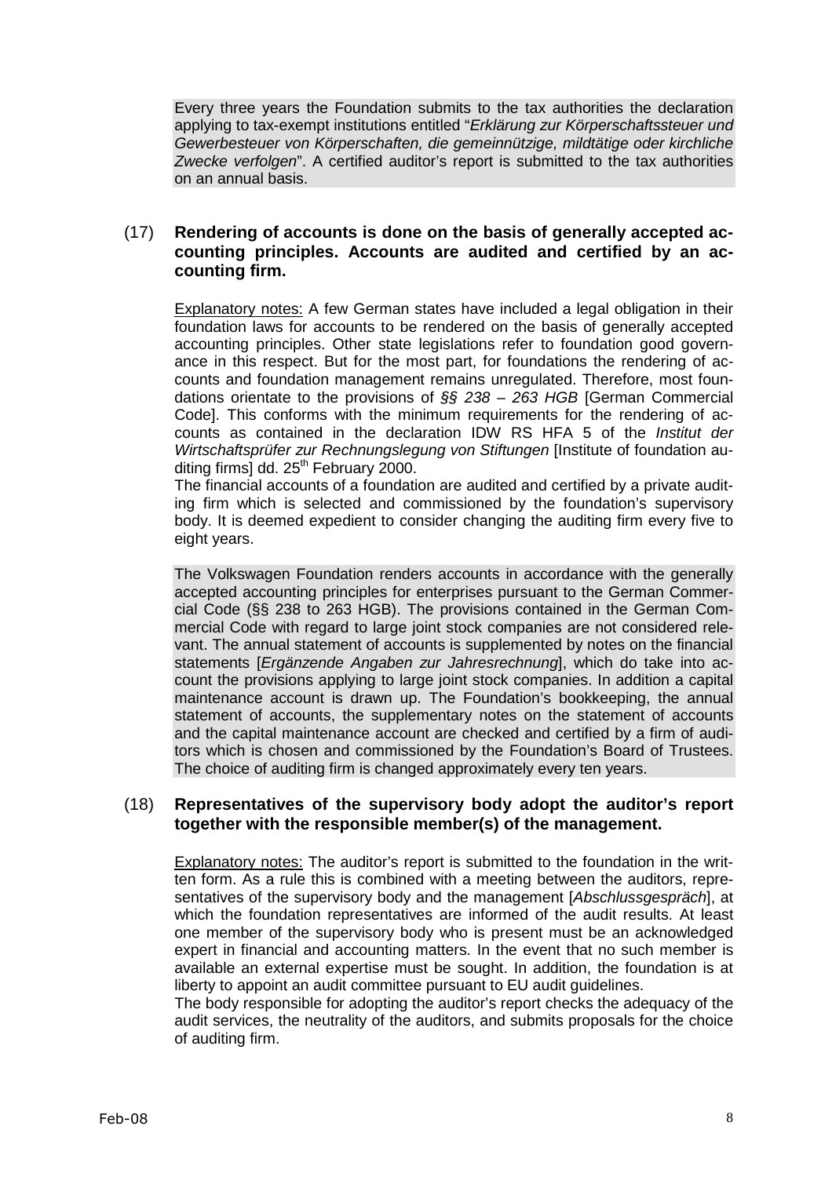Every three years the Foundation submits to the tax authorities the declaration applying to tax-exempt institutions entitled "*Erklärung zur Körperschaftssteuer und Gewerbesteuer von Körperschaften, die gemeinnützige, mildtätige oder kirchliche Zwecke verfolgen*". A certified auditor's report is submitted to the tax authorities on an annual basis.

(17) **Rendering of accounts is done on the basis of generally accepted accounting principles. Accounts are audited and certified by an accounting firm.**

Explanatory notes: A few German states have included a legal obligation in their foundation laws for accounts to be rendered on the basis of generally accepted accounting principles. Other state legislations refer to foundation good governance in this respect. But for the most part, for foundations the rendering of accounts and foundation management remains unregulated. Therefore, most foundations orientate to the provisions of *§§ 238 – 263 HGB* [German Commercial Code]. This conforms with the minimum requirements for the rendering of accounts as contained in the declaration IDW RS HFA 5 of the *Institut der Wirtschaftsprüfer zur Rechnungslegung von Stiftungen* [Institute of foundation auditing firms] dd. 25th February 2000.

The financial accounts of a foundation are audited and certified by a private auditing firm which is selected and commissioned by the foundation's supervisory body. It is deemed expedient to consider changing the auditing firm every five to eight years.

The Volkswagen Foundation renders accounts in accordance with the generally accepted accounting principles for enterprises pursuant to the German Commercial Code (§§ 238 to 263 HGB). The provisions contained in the German Commercial Code with regard to large joint stock companies are not considered relevant. The annual statement of accounts is supplemented by notes on the financial statements [*Ergänzende Angaben zur Jahresrechnung*], which do take into account the provisions applying to large joint stock companies. In addition a capital maintenance account is drawn up. The Foundation's bookkeeping, the annual statement of accounts, the supplementary notes on the statement of accounts and the capital maintenance account are checked and certified by a firm of auditors which is chosen and commissioned by the Foundation's Board of Trustees. The choice of auditing firm is changed approximately every ten years.

(18) **Representatives of the supervisory body adopt the auditor's report together with the responsible member(s) of the management.**

Explanatory notes: The auditor's report is submitted to the foundation in the written form. As a rule this is combined with a meeting between the auditors, representatives of the supervisory body and the management [*Abschlussgespräch*], at which the foundation representatives are informed of the audit results. At least one member of the supervisory body who is present must be an acknowledged expert in financial and accounting matters. In the event that no such member is available an external expertise must be sought. In addition, the foundation is at liberty to appoint an audit committee pursuant to EU audit guidelines.

The body responsible for adopting the auditor's report checks the adequacy of the audit services, the neutrality of the auditors, and submits proposals for the choice of auditing firm.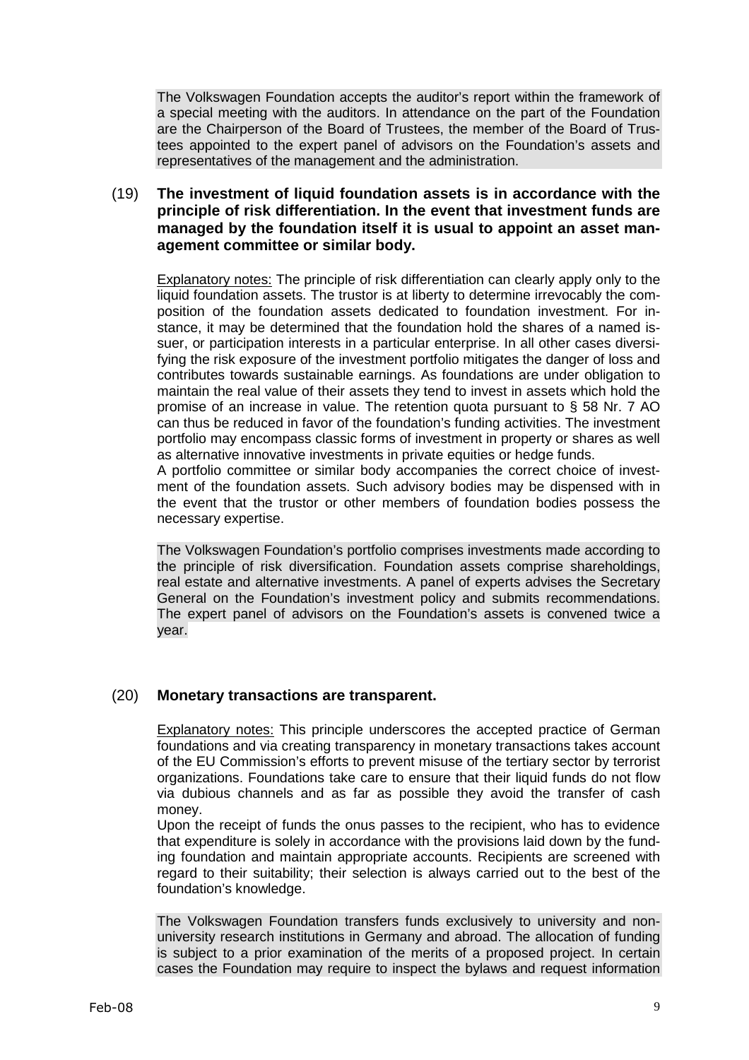The Volkswagen Foundation accepts the auditor's report within the framework of a special meeting with the auditors. In attendance on the part of the Foundation are the Chairperson of the Board of Trustees, the member of the Board of Trustees appointed to the expert panel of advisors on the Foundation's assets and representatives of the management and the administration.

(19) **The investment of liquid foundation assets is in accordance with the principle of risk differentiation. In the event that investment funds are managed by the foundation itself it is usual to appoint an asset management committee or similar body.**

Explanatory notes: The principle of risk differentiation can clearly apply only to the liquid foundation assets. The trustor is at liberty to determine irrevocably the composition of the foundation assets dedicated to foundation investment. For instance, it may be determined that the foundation hold the shares of a named issuer, or participation interests in a particular enterprise. In all other cases diversifying the risk exposure of the investment portfolio mitigates the danger of loss and contributes towards sustainable earnings. As foundations are under obligation to maintain the real value of their assets they tend to invest in assets which hold the promise of an increase in value. The retention quota pursuant to § 58 Nr. 7 AO can thus be reduced in favor of the foundation's funding activities. The investment portfolio may encompass classic forms of investment in property or shares as well as alternative innovative investments in private equities or hedge funds.
A portfolio committee or similar body accompanies the correct choice of investment of the foundation assets. Such advisory bodies may be dispensed with in the event that the trustor or other members of foundation bodies possess the necessary expertise.

The Volkswagen Foundation's portfolio comprises investments made according to the principle of risk diversification. Foundation assets comprise shareholdings, real estate and alternative investments. A panel of experts advises the Secretary General on the Foundation's investment policy and submits recommendations. The expert panel of advisors on the Foundation's assets is convened twice a year.

(20) **Monetary transactions are transparent.**

Explanatory notes: This principle underscores the accepted practice of German foundations and via creating transparency in monetary transactions takes account of the EU Commission's efforts to prevent misuse of the tertiary sector by terrorist organizations. Foundations take care to ensure that their liquid funds do not flow via dubious channels and as far as possible they avoid the transfer of cash money.
Upon the receipt of funds the onus passes to the recipient, who has to evidence that expenditure is solely in accordance with the provisions laid down by the funding foundation and maintain appropriate accounts. Recipients are screened with regard to their suitability; their selection is always carried out to the best of the foundation's knowledge.

The Volkswagen Foundation transfers funds exclusively to university and non-university research institutions in Germany and abroad. The allocation of funding is subject to a prior examination of the merits of a proposed project. In certain cases the Foundation may require to inspect the bylaws and request information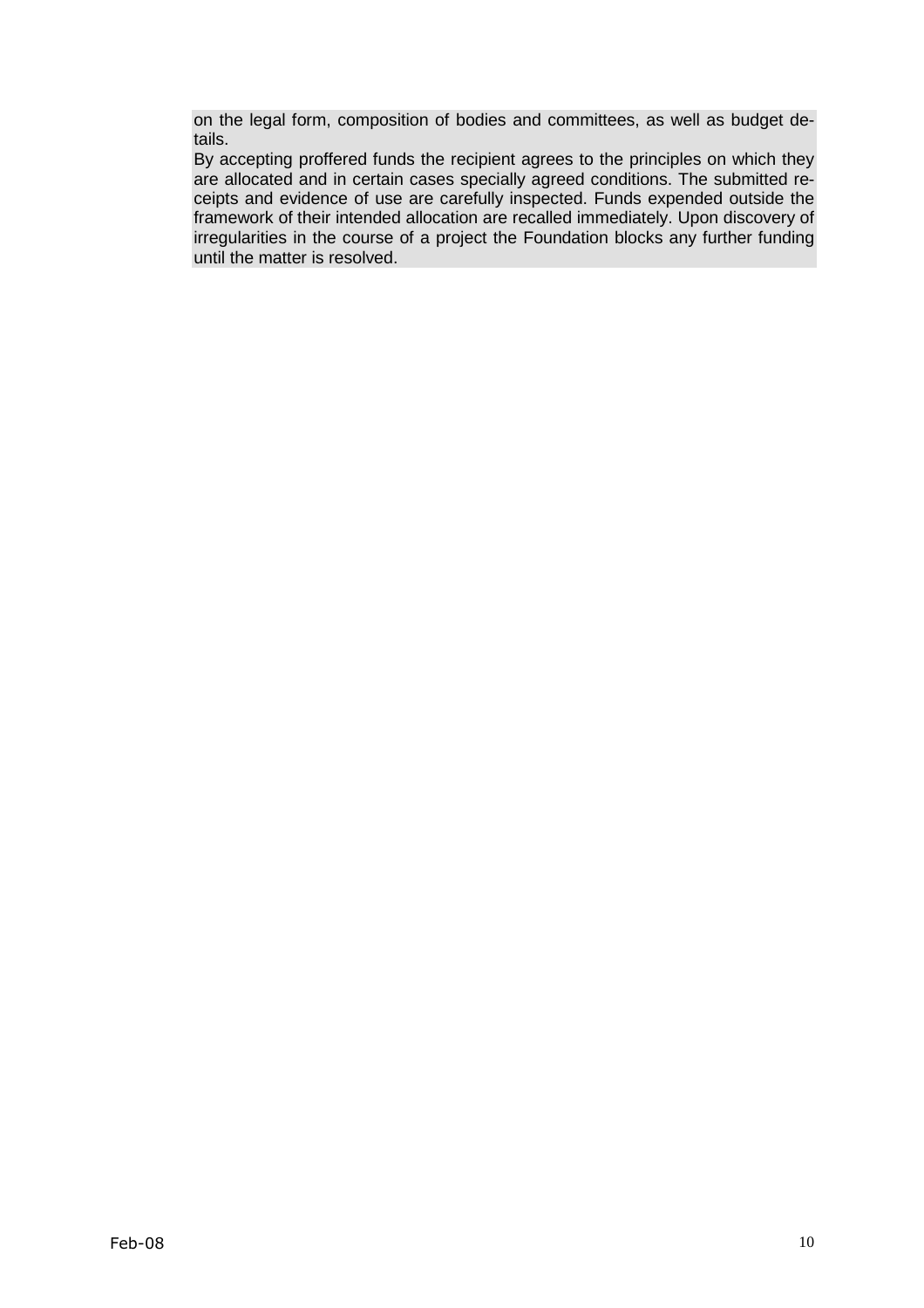on the legal form, composition of bodies and committees, as well as budget details.

By accepting proffered funds the recipient agrees to the principles on which they are allocated and in certain cases specially agreed conditions. The submitted receipts and evidence of use are carefully inspected. Funds expended outside the framework of their intended allocation are recalled immediately. Upon discovery of irregularities in the course of a project the Foundation blocks any further funding until the matter is resolved.